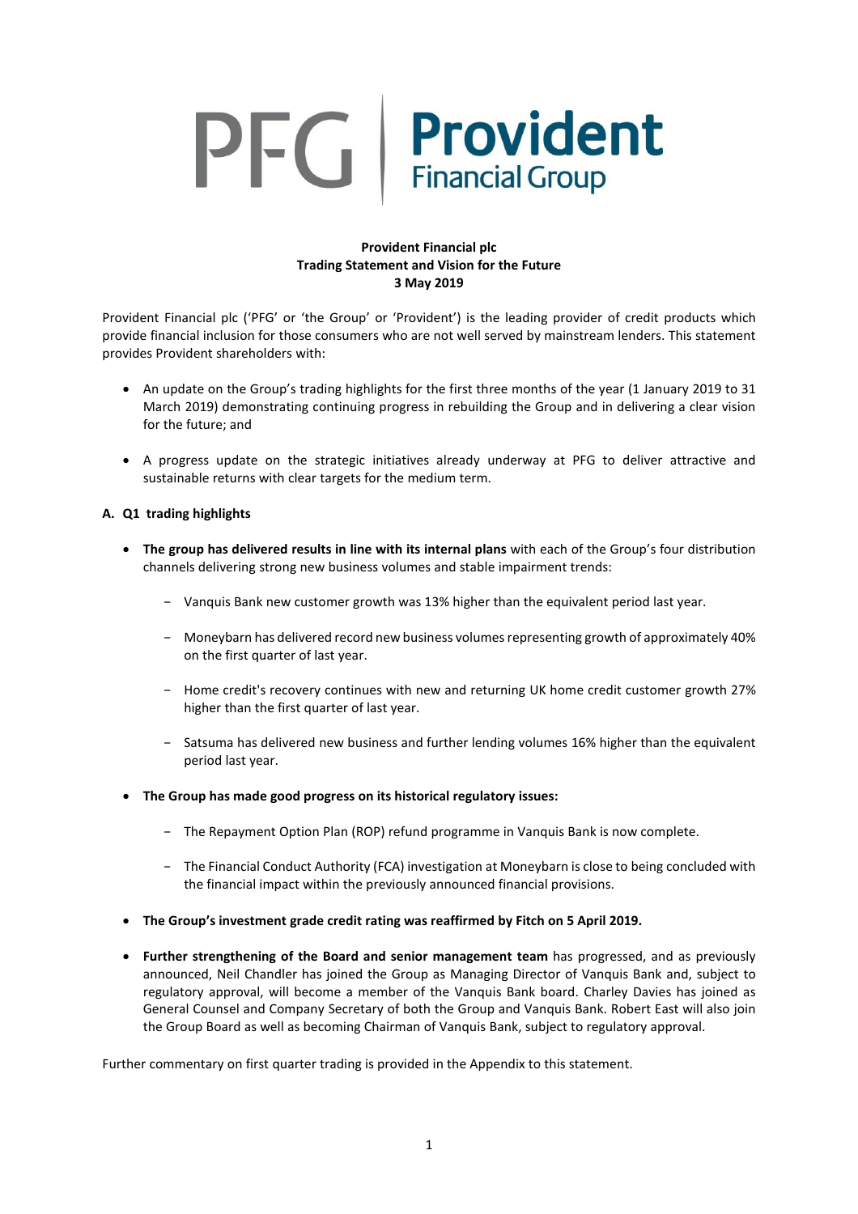PFG | Provident Financial Group

**Provident Financial plc**
**Trading Statement and Vision for the Future**
**3 May 2019**

Provident Financial plc ('PFG' or 'the Group' or 'Provident') is the leading provider of credit products which provide financial inclusion for those consumers who are not well served by mainstream lenders. This statement provides Provident shareholders with:

- An update on the Group's trading highlights for the first three months of the year (1 January 2019 to 31 March 2019) demonstrating continuing progress in rebuilding the Group and in delivering a clear vision for the future; and
- A progress update on the strategic initiatives already underway at PFG to deliver attractive and sustainable returns with clear targets for the medium term.

**A. Q1 trading highlights**

- **The group has delivered results in line with its internal plans** with each of the Group's four distribution channels delivering strong new business volumes and stable impairment trends:
  - Vanquis Bank new customer growth was 13% higher than the equivalent period last year.
  - Moneybarn has delivered record new business volumes representing growth of approximately 40% on the first quarter of last year.
  - Home credit's recovery continues with new and returning UK home credit customer growth 27% higher than the first quarter of last year.
  - Satsuma has delivered new business and further lending volumes 16% higher than the equivalent period last year.
- **The Group has made good progress on its historical regulatory issues:**
  - The Repayment Option Plan (ROP) refund programme in Vanquis Bank is now complete.
  - The Financial Conduct Authority (FCA) investigation at Moneybarn is close to being concluded with the financial impact within the previously announced financial provisions.
- **The Group's investment grade credit rating was reaffirmed by Fitch on 5 April 2019.**
- **Further strengthening of the Board and senior management team** has progressed, and as previously announced, Neil Chandler has joined the Group as Managing Director of Vanquis Bank and, subject to regulatory approval, will become a member of the Vanquis Bank board. Charley Davies has joined as General Counsel and Company Secretary of both the Group and Vanquis Bank. Robert East will also join the Group Board as well as becoming Chairman of Vanquis Bank, subject to regulatory approval.

Further commentary on first quarter trading is provided in the Appendix to this statement.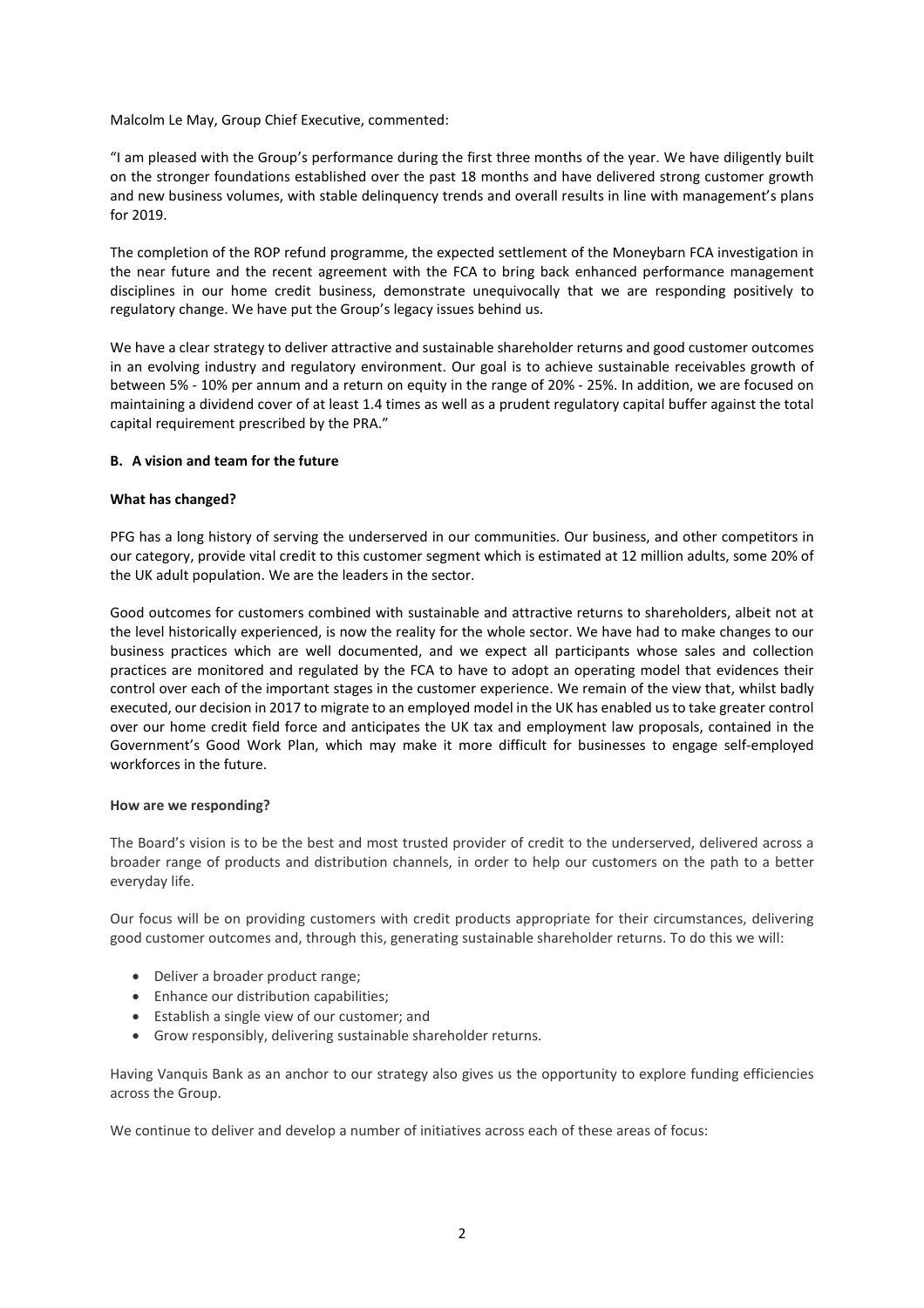Malcolm Le May, Group Chief Executive, commented:

"I am pleased with the Group's performance during the first three months of the year. We have diligently built on the stronger foundations established over the past 18 months and have delivered strong customer growth and new business volumes, with stable delinquency trends and overall results in line with management's plans for 2019.

The completion of the ROP refund programme, the expected settlement of the Moneybarn FCA investigation in the near future and the recent agreement with the FCA to bring back enhanced performance management disciplines in our home credit business, demonstrate unequivocally that we are responding positively to regulatory change. We have put the Group's legacy issues behind us.

We have a clear strategy to deliver attractive and sustainable shareholder returns and good customer outcomes in an evolving industry and regulatory environment. Our goal is to achieve sustainable receivables growth of between 5% - 10% per annum and a return on equity in the range of 20% - 25%. In addition, we are focused on maintaining a dividend cover of at least 1.4 times as well as a prudent regulatory capital buffer against the total capital requirement prescribed by the PRA."

## B. A vision and team for the future

### What has changed?

PFG has a long history of serving the underserved in our communities. Our business, and other competitors in our category, provide vital credit to this customer segment which is estimated at 12 million adults, some 20% of the UK adult population. We are the leaders in the sector.

Good outcomes for customers combined with sustainable and attractive returns to shareholders, albeit not at the level historically experienced, is now the reality for the whole sector. We have had to make changes to our business practices which are well documented, and we expect all participants whose sales and collection practices are monitored and regulated by the FCA to have to adopt an operating model that evidences their control over each of the important stages in the customer experience. We remain of the view that, whilst badly executed, our decision in 2017 to migrate to an employed model in the UK has enabled us to take greater control over our home credit field force and anticipates the UK tax and employment law proposals, contained in the Government's Good Work Plan, which may make it more difficult for businesses to engage self-employed workforces in the future.

### How are we responding?

The Board's vision is to be the best and most trusted provider of credit to the underserved, delivered across a broader range of products and distribution channels, in order to help our customers on the path to a better everyday life.

Our focus will be on providing customers with credit products appropriate for their circumstances, delivering good customer outcomes and, through this, generating sustainable shareholder returns. To do this we will:

- Deliver a broader product range;
- Enhance our distribution capabilities;
- Establish a single view of our customer; and
- Grow responsibly, delivering sustainable shareholder returns.

Having Vanquis Bank as an anchor to our strategy also gives us the opportunity to explore funding efficiencies across the Group.

We continue to deliver and develop a number of initiatives across each of these areas of focus: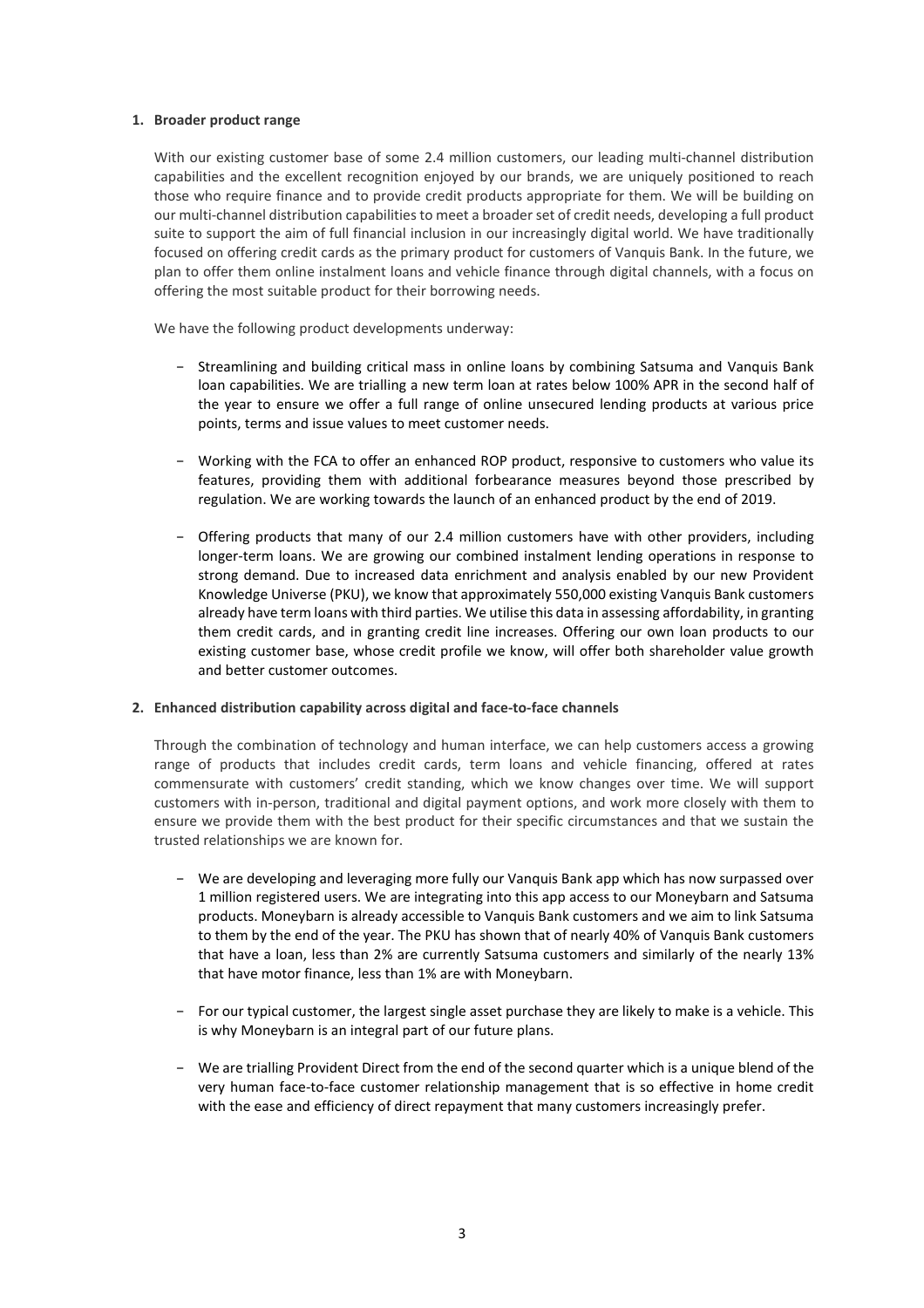1. **Broader product range**

With our existing customer base of some 2.4 million customers, our leading multi-channel distribution capabilities and the excellent recognition enjoyed by our brands, we are uniquely positioned to reach those who require finance and to provide credit products appropriate for them. We will be building on our multi-channel distribution capabilities to meet a broader set of credit needs, developing a full product suite to support the aim of full financial inclusion in our increasingly digital world. We have traditionally focused on offering credit cards as the primary product for customers of Vanquis Bank. In the future, we plan to offer them online instalment loans and vehicle finance through digital channels, with a focus on offering the most suitable product for their borrowing needs.

We have the following product developments underway:

- Streamlining and building critical mass in online loans by combining Satsuma and Vanquis Bank loan capabilities. We are trialling a new term loan at rates below 100% APR in the second half of the year to ensure we offer a full range of online unsecured lending products at various price points, terms and issue values to meet customer needs.

- Working with the FCA to offer an enhanced ROP product, responsive to customers who value its features, providing them with additional forbearance measures beyond those prescribed by regulation. We are working towards the launch of an enhanced product by the end of 2019.

- Offering products that many of our 2.4 million customers have with other providers, including longer-term loans. We are growing our combined instalment lending operations in response to strong demand. Due to increased data enrichment and analysis enabled by our new Provident Knowledge Universe (PKU), we know that approximately 550,000 existing Vanquis Bank customers already have term loans with third parties. We utilise this data in assessing affordability, in granting them credit cards, and in granting credit line increases. Offering our own loan products to our existing customer base, whose credit profile we know, will offer both shareholder value growth and better customer outcomes.

2. **Enhanced distribution capability across digital and face-to-face channels**

Through the combination of technology and human interface, we can help customers access a growing range of products that includes credit cards, term loans and vehicle financing, offered at rates commensurate with customers' credit standing, which we know changes over time. We will support customers with in-person, traditional and digital payment options, and work more closely with them to ensure we provide them with the best product for their specific circumstances and that we sustain the trusted relationships we are known for.

- We are developing and leveraging more fully our Vanquis Bank app which has now surpassed over 1 million registered users. We are integrating into this app access to our Moneybarn and Satsuma products. Moneybarn is already accessible to Vanquis Bank customers and we aim to link Satsuma to them by the end of the year. The PKU has shown that of nearly 40% of Vanquis Bank customers that have a loan, less than 2% are currently Satsuma customers and similarly of the nearly 13% that have motor finance, less than 1% are with Moneybarn.

- For our typical customer, the largest single asset purchase they are likely to make is a vehicle. This is why Moneybarn is an integral part of our future plans.

- We are trialling Provident Direct from the end of the second quarter which is a unique blend of the very human face-to-face customer relationship management that is so effective in home credit with the ease and efficiency of direct repayment that many customers increasingly prefer.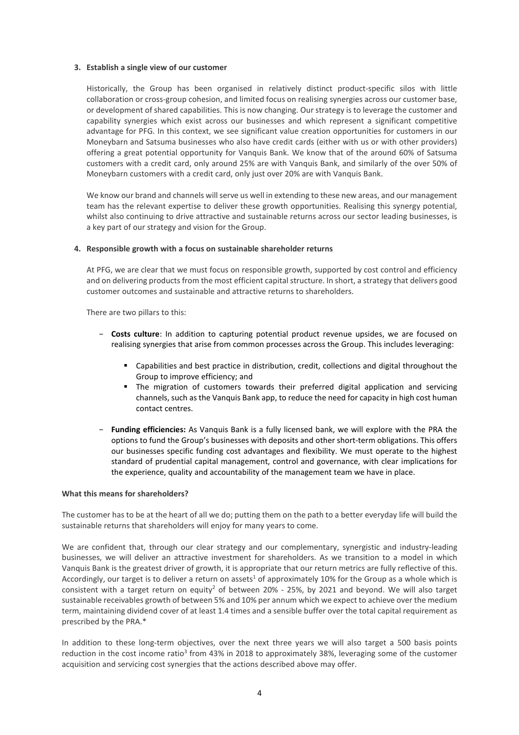**3. Establish a single view of our customer**

Historically, the Group has been organised in relatively distinct product-specific silos with little collaboration or cross-group cohesion, and limited focus on realising synergies across our customer base, or development of shared capabilities. This is now changing. Our strategy is to leverage the customer and capability synergies which exist across our businesses and which represent a significant competitive advantage for PFG. In this context, we see significant value creation opportunities for customers in our Moneybarn and Satsuma businesses who also have credit cards (either with us or with other providers) offering a great potential opportunity for Vanquis Bank. We know that of the around 60% of Satsuma customers with a credit card, only around 25% are with Vanquis Bank, and similarly of the over 50% of Moneybarn customers with a credit card, only just over 20% are with Vanquis Bank.

We know our brand and channels will serve us well in extending to these new areas, and our management team has the relevant expertise to deliver these growth opportunities. Realising this synergy potential, whilst also continuing to drive attractive and sustainable returns across our sector leading businesses, is a key part of our strategy and vision for the Group.

**4. Responsible growth with a focus on sustainable shareholder returns**

At PFG, we are clear that we must focus on responsible growth, supported by cost control and efficiency and on delivering products from the most efficient capital structure. In short, a strategy that delivers good customer outcomes and sustainable and attractive returns to shareholders.

There are two pillars to this:

- **Costs culture**: In addition to capturing potential product revenue upsides, we are focused on realising synergies that arise from common processes across the Group. This includes leveraging:
  - Capabilities and best practice in distribution, credit, collections and digital throughout the Group to improve efficiency; and
  - The migration of customers towards their preferred digital application and servicing channels, such as the Vanquis Bank app, to reduce the need for capacity in high cost human contact centres.
- **Funding efficiencies:** As Vanquis Bank is a fully licensed bank, we will explore with the PRA the options to fund the Group's businesses with deposits and other short-term obligations. This offers our businesses specific funding cost advantages and flexibility. We must operate to the highest standard of prudential capital management, control and governance, with clear implications for the experience, quality and accountability of the management team we have in place.

**What this means for shareholders?**

The customer has to be at the heart of all we do; putting them on the path to a better everyday life will build the sustainable returns that shareholders will enjoy for many years to come.

We are confident that, through our clear strategy and our complementary, synergistic and industry-leading businesses, we will deliver an attractive investment for shareholders. As we transition to a model in which Vanquis Bank is the greatest driver of growth, it is appropriate that our return metrics are fully reflective of this. Accordingly, our target is to deliver a return on assets[1] of approximately 10% for the Group as a whole which is consistent with a target return on equity[2] of between 20% - 25%, by 2021 and beyond. We will also target sustainable receivables growth of between 5% and 10% per annum which we expect to achieve over the medium term, maintaining dividend cover of at least 1.4 times and a sensible buffer over the total capital requirement as prescribed by the PRA.*

In addition to these long-term objectives, over the next three years we will also target a 500 basis points reduction in the cost income ratio[3] from 43% in 2018 to approximately 38%, leveraging some of the customer acquisition and servicing cost synergies that the actions described above may offer.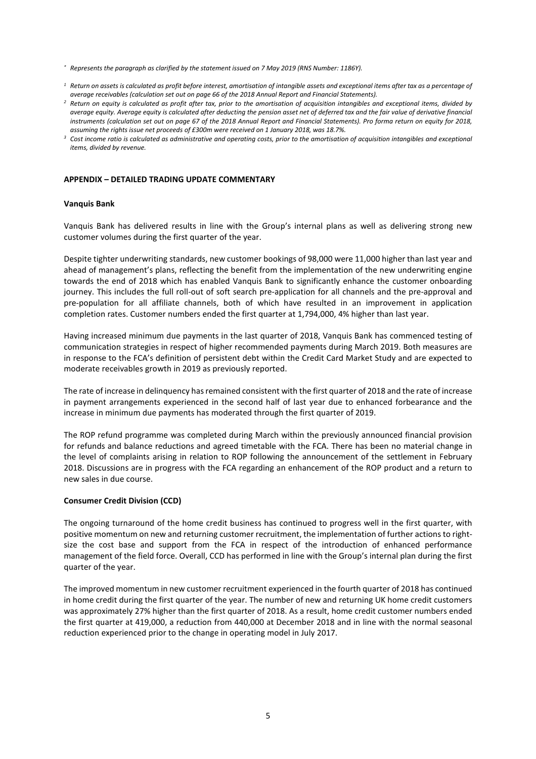*\* Represents the paragraph as clarified by the statement issued on 7 May 2019 (RNS Number: 1186Y).*

*[1] Return on assets is calculated as profit before interest, amortisation of intangible assets and exceptional items after tax as a percentage of average receivables (calculation set out on page 66 of the 2018 Annual Report and Financial Statements).*

*[2] Return on equity is calculated as profit after tax, prior to the amortisation of acquisition intangibles and exceptional items, divided by average equity. Average equity is calculated after deducting the pension asset net of deferred tax and the fair value of derivative financial instruments (calculation set out on page 67 of the 2018 Annual Report and Financial Statements). Pro forma return on equity for 2018, assuming the rights issue net proceeds of £300m were received on 1 January 2018, was 18.7%.*

*[3] Cost income ratio is calculated as administrative and operating costs, prior to the amortisation of acquisition intangibles and exceptional items, divided by revenue.*

## APPENDIX – DETAILED TRADING UPDATE COMMENTARY

### Vanquis Bank

Vanquis Bank has delivered results in line with the Group's internal plans as well as delivering strong new customer volumes during the first quarter of the year.

Despite tighter underwriting standards, new customer bookings of 98,000 were 11,000 higher than last year and ahead of management's plans, reflecting the benefit from the implementation of the new underwriting engine towards the end of 2018 which has enabled Vanquis Bank to significantly enhance the customer onboarding journey. This includes the full roll-out of soft search pre-application for all channels and the pre-approval and pre-population for all affiliate channels, both of which have resulted in an improvement in application completion rates. Customer numbers ended the first quarter at 1,794,000, 4% higher than last year.

Having increased minimum due payments in the last quarter of 2018, Vanquis Bank has commenced testing of communication strategies in respect of higher recommended payments during March 2019. Both measures are in response to the FCA's definition of persistent debt within the Credit Card Market Study and are expected to moderate receivables growth in 2019 as previously reported.

The rate of increase in delinquency has remained consistent with the first quarter of 2018 and the rate of increase in payment arrangements experienced in the second half of last year due to enhanced forbearance and the increase in minimum due payments has moderated through the first quarter of 2019.

The ROP refund programme was completed during March within the previously announced financial provision for refunds and balance reductions and agreed timetable with the FCA. There has been no material change in the level of complaints arising in relation to ROP following the announcement of the settlement in February 2018. Discussions are in progress with the FCA regarding an enhancement of the ROP product and a return to new sales in due course.

### Consumer Credit Division (CCD)

The ongoing turnaround of the home credit business has continued to progress well in the first quarter, with positive momentum on new and returning customer recruitment, the implementation of further actions to right-size the cost base and support from the FCA in respect of the introduction of enhanced performance management of the field force. Overall, CCD has performed in line with the Group's internal plan during the first quarter of the year.

The improved momentum in new customer recruitment experienced in the fourth quarter of 2018 has continued in home credit during the first quarter of the year. The number of new and returning UK home credit customers was approximately 27% higher than the first quarter of 2018. As a result, home credit customer numbers ended the first quarter at 419,000, a reduction from 440,000 at December 2018 and in line with the normal seasonal reduction experienced prior to the change in operating model in July 2017.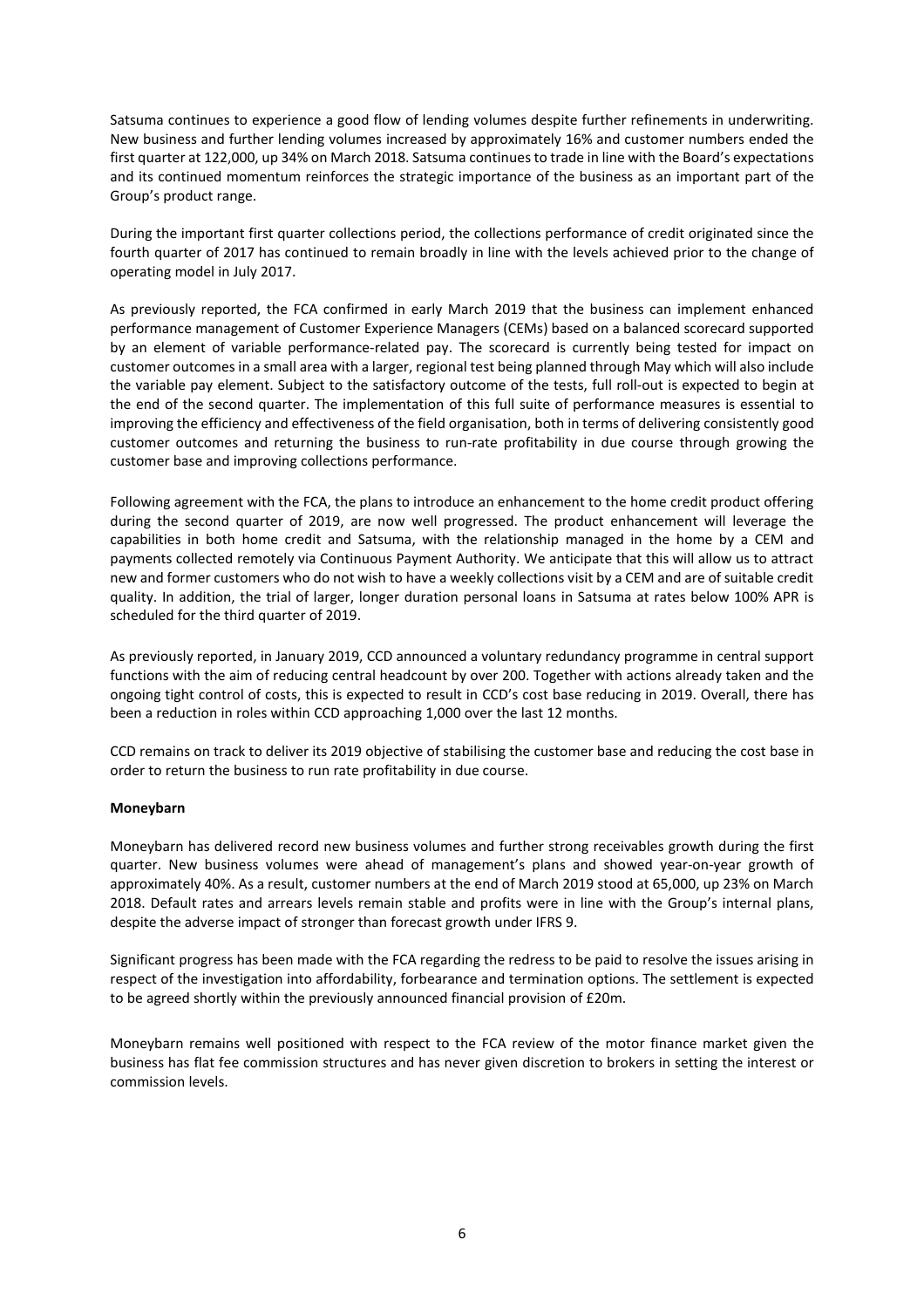Satsuma continues to experience a good flow of lending volumes despite further refinements in underwriting. New business and further lending volumes increased by approximately 16% and customer numbers ended the first quarter at 122,000, up 34% on March 2018. Satsuma continues to trade in line with the Board's expectations and its continued momentum reinforces the strategic importance of the business as an important part of the Group's product range.

During the important first quarter collections period, the collections performance of credit originated since the fourth quarter of 2017 has continued to remain broadly in line with the levels achieved prior to the change of operating model in July 2017.

As previously reported, the FCA confirmed in early March 2019 that the business can implement enhanced performance management of Customer Experience Managers (CEMs) based on a balanced scorecard supported by an element of variable performance-related pay. The scorecard is currently being tested for impact on customer outcomes in a small area with a larger, regional test being planned through May which will also include the variable pay element. Subject to the satisfactory outcome of the tests, full roll-out is expected to begin at the end of the second quarter. The implementation of this full suite of performance measures is essential to improving the efficiency and effectiveness of the field organisation, both in terms of delivering consistently good customer outcomes and returning the business to run-rate profitability in due course through growing the customer base and improving collections performance.

Following agreement with the FCA, the plans to introduce an enhancement to the home credit product offering during the second quarter of 2019, are now well progressed. The product enhancement will leverage the capabilities in both home credit and Satsuma, with the relationship managed in the home by a CEM and payments collected remotely via Continuous Payment Authority. We anticipate that this will allow us to attract new and former customers who do not wish to have a weekly collections visit by a CEM and are of suitable credit quality. In addition, the trial of larger, longer duration personal loans in Satsuma at rates below 100% APR is scheduled for the third quarter of 2019.

As previously reported, in January 2019, CCD announced a voluntary redundancy programme in central support functions with the aim of reducing central headcount by over 200. Together with actions already taken and the ongoing tight control of costs, this is expected to result in CCD's cost base reducing in 2019. Overall, there has been a reduction in roles within CCD approaching 1,000 over the last 12 months.

CCD remains on track to deliver its 2019 objective of stabilising the customer base and reducing the cost base in order to return the business to run rate profitability in due course.

**Moneybarn**

Moneybarn has delivered record new business volumes and further strong receivables growth during the first quarter. New business volumes were ahead of management's plans and showed year-on-year growth of approximately 40%. As a result, customer numbers at the end of March 2019 stood at 65,000, up 23% on March 2018. Default rates and arrears levels remain stable and profits were in line with the Group's internal plans, despite the adverse impact of stronger than forecast growth under IFRS 9.

Significant progress has been made with the FCA regarding the redress to be paid to resolve the issues arising in respect of the investigation into affordability, forbearance and termination options. The settlement is expected to be agreed shortly within the previously announced financial provision of £20m.

Moneybarn remains well positioned with respect to the FCA review of the motor finance market given the business has flat fee commission structures and has never given discretion to brokers in setting the interest or commission levels.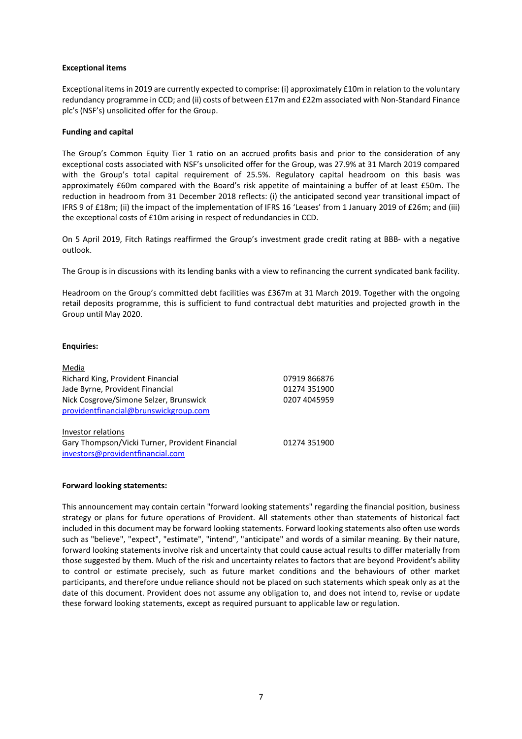**Exceptional items**

Exceptional items in 2019 are currently expected to comprise: (i) approximately £10m in relation to the voluntary redundancy programme in CCD; and (ii) costs of between £17m and £22m associated with Non-Standard Finance plc's (NSF's) unsolicited offer for the Group.

**Funding and capital**

The Group's Common Equity Tier 1 ratio on an accrued profits basis and prior to the consideration of any exceptional costs associated with NSF's unsolicited offer for the Group, was 27.9% at 31 March 2019 compared with the Group's total capital requirement of 25.5%. Regulatory capital headroom on this basis was approximately £60m compared with the Board's risk appetite of maintaining a buffer of at least £50m. The reduction in headroom from 31 December 2018 reflects: (i) the anticipated second year transitional impact of IFRS 9 of £18m; (ii) the impact of the implementation of IFRS 16 'Leases' from 1 January 2019 of £26m; and (iii) the exceptional costs of £10m arising in respect of redundancies in CCD.

On 5 April 2019, Fitch Ratings reaffirmed the Group's investment grade credit rating at BBB- with a negative outlook.

The Group is in discussions with its lending banks with a view to refinancing the current syndicated bank facility.

Headroom on the Group's committed debt facilities was £367m at 31 March 2019. Together with the ongoing retail deposits programme, this is sufficient to fund contractual debt maturities and projected growth in the Group until May 2020.

**Enquiries:**

| | |
|---|---|
| Media | |
| Richard King, Provident Financial | 07919 866876 |
| Jade Byrne, Provident Financial | 01274 351900 |
| Nick Cosgrove/Simone Selzer, Brunswick | 0207 4045959 |
| providentfinancial@brunswickgroup.com | |
| | |
| Investor relations | |
| Gary Thompson/Vicki Turner, Provident Financial | 01274 351900 |
| investors@providentfinancial.com | |

**Forward looking statements:**

This announcement may contain certain "forward looking statements" regarding the financial position, business strategy or plans for future operations of Provident. All statements other than statements of historical fact included in this document may be forward looking statements. Forward looking statements also often use words such as "believe", "expect", "estimate", "intend", "anticipate" and words of a similar meaning. By their nature, forward looking statements involve risk and uncertainty that could cause actual results to differ materially from those suggested by them. Much of the risk and uncertainty relates to factors that are beyond Provident's ability to control or estimate precisely, such as future market conditions and the behaviours of other market participants, and therefore undue reliance should not be placed on such statements which speak only as at the date of this document. Provident does not assume any obligation to, and does not intend to, revise or update these forward looking statements, except as required pursuant to applicable law or regulation.